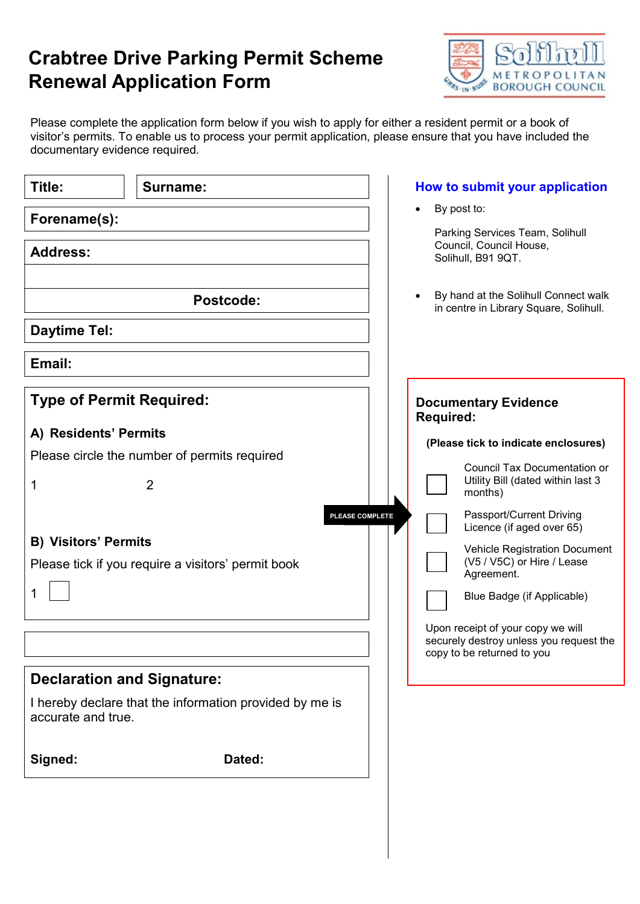# Crabtree Drive Parking Permit Scheme Renewal Application Form

Solihull Metropolitan Borough Council

Please complete the application form below if you wish to apply for either a resident permit or a book of visitor's permits. To enable us to process your permit application, please ensure that you have included the documentary evidence required.

**Title:** **Surname:**

**Forename(s):**

**Address:**

**Postcode:**

**Daytime Tel:**

**Email:**

## Type of Permit Required:

**A) Residents' Permits**

Please circle the number of permits required

1 2

**B) Visitors' Permits**

Please tick if you require a visitors' permit book

1 ☐

## Declaration and Signature:

I hereby declare that the information provided by me is accurate and true.

**Signed:** **Dated:**

## How to submit your application

- By post to:

  Parking Services Team, Solihull Council, Council House, Solihull, B91 9QT.

- By hand at the Solihull Connect walk in centre in Library Square, Solihull.

PLEASE COMPLETE

## Documentary Evidence Required:

**(Please tick to indicate enclosures)**

- ☐ Council Tax Documentation or Utility Bill (dated within last 3 months)
- ☐ Passport/Current Driving Licence (if aged over 65)
- ☐ Vehicle Registration Document (V5 / V5C) or Hire / Lease Agreement.
- ☐ Blue Badge (if Applicable)

Upon receipt of your copy we will securely destroy unless you request the copy to be returned to you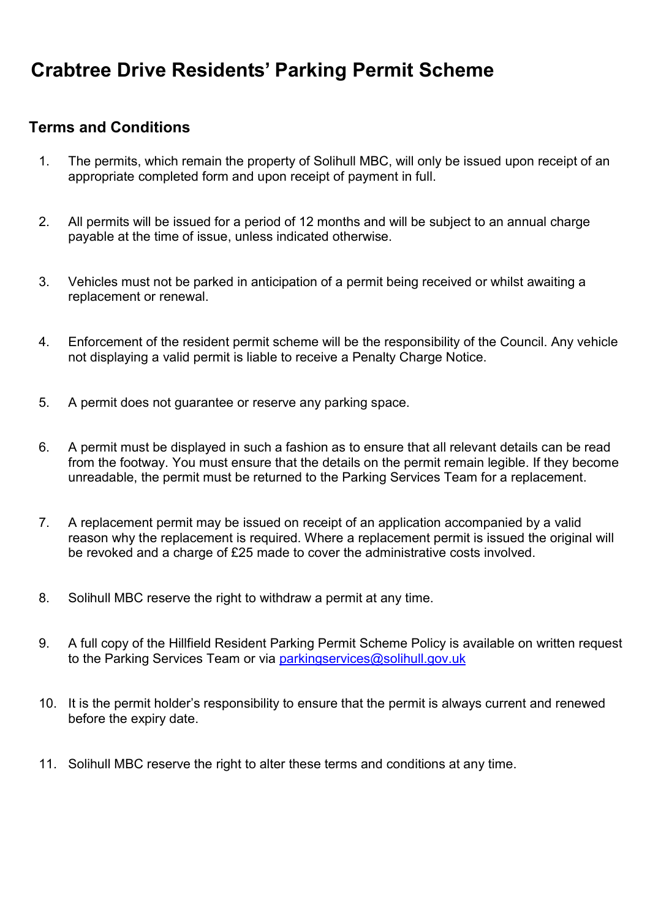# Crabtree Drive Residents' Parking Permit Scheme

## Terms and Conditions

1. The permits, which remain the property of Solihull MBC, will only be issued upon receipt of an appropriate completed form and upon receipt of payment in full.

2. All permits will be issued for a period of 12 months and will be subject to an annual charge payable at the time of issue, unless indicated otherwise.

3. Vehicles must not be parked in anticipation of a permit being received or whilst awaiting a replacement or renewal.

4. Enforcement of the resident permit scheme will be the responsibility of the Council. Any vehicle not displaying a valid permit is liable to receive a Penalty Charge Notice.

5. A permit does not guarantee or reserve any parking space.

6. A permit must be displayed in such a fashion as to ensure that all relevant details can be read from the footway. You must ensure that the details on the permit remain legible. If they become unreadable, the permit must be returned to the Parking Services Team for a replacement.

7. A replacement permit may be issued on receipt of an application accompanied by a valid reason why the replacement is required. Where a replacement permit is issued the original will be revoked and a charge of £25 made to cover the administrative costs involved.

8. Solihull MBC reserve the right to withdraw a permit at any time.

9. A full copy of the Hillfield Resident Parking Permit Scheme Policy is available on written request to the Parking Services Team or via parkingservices@solihull.gov.uk

10. It is the permit holder's responsibility to ensure that the permit is always current and renewed before the expiry date.

11. Solihull MBC reserve the right to alter these terms and conditions at any time.